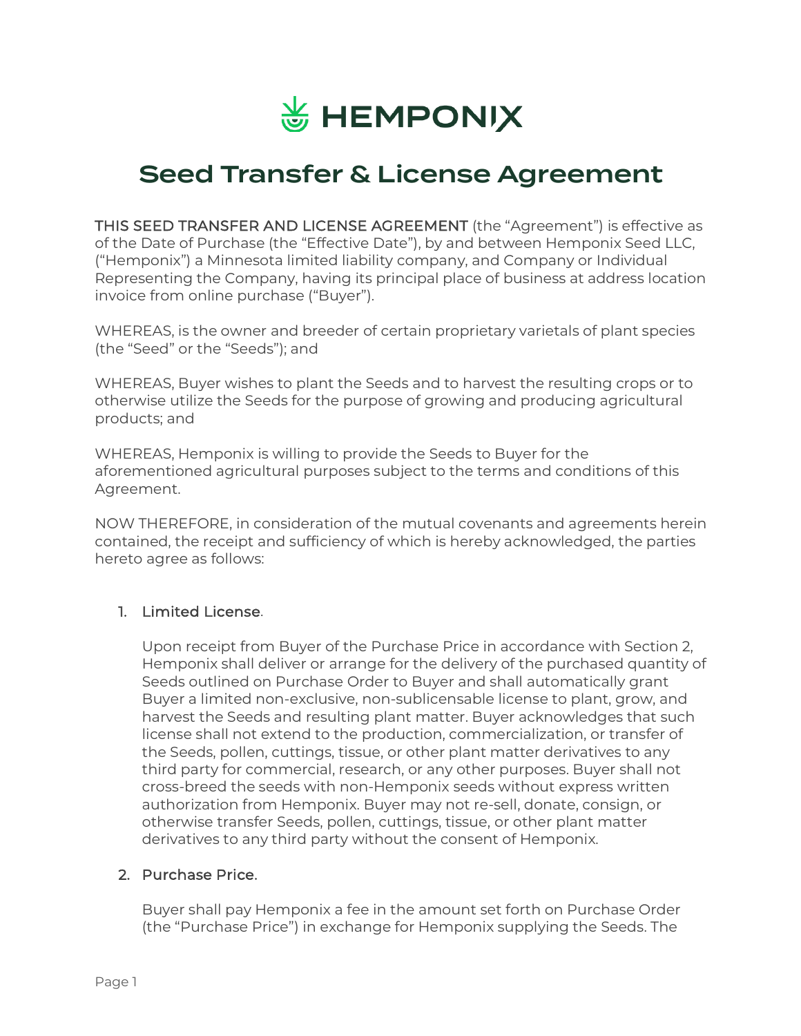# HEMPONIX

# Seed Transfer & License Agreement

THIS SEED TRANSFER AND LICENSE AGREEMENT (the “Agreement”) is effective as of the Date of Purchase (the “Effective Date”), by and between Hemponix Seed LLC, (“Hemponix”) a Minnesota limited liability company, and Company or Individual Representing the Company, having its principal place of business at address location invoice from online purchase (“Buyer”).

WHEREAS, is the owner and breeder of certain proprietary varietals of plant species (the “Seed” or the “Seeds”); and

WHEREAS, Buyer wishes to plant the Seeds and to harvest the resulting crops or to otherwise utilize the Seeds for the purpose of growing and producing agricultural products; and

WHEREAS, Hemponix is willing to provide the Seeds to Buyer for the aforementioned agricultural purposes subject to the terms and conditions of this Agreement.

NOW THEREFORE, in consideration of the mutual covenants and agreements herein contained, the receipt and sufficiency of which is hereby acknowledged, the parties hereto agree as follows:

1. Limited License.

   Upon receipt from Buyer of the Purchase Price in accordance with Section 2, Hemponix shall deliver or arrange for the delivery of the purchased quantity of Seeds outlined on Purchase Order to Buyer and shall automatically grant Buyer a limited non-exclusive, non-sublicensable license to plant, grow, and harvest the Seeds and resulting plant matter. Buyer acknowledges that such license shall not extend to the production, commercialization, or transfer of the Seeds, pollen, cuttings, tissue, or other plant matter derivatives to any third party for commercial, research, or any other purposes. Buyer shall not cross-breed the seeds with non-Hemponix seeds without express written authorization from Hemponix. Buyer may not re-sell, donate, consign, or otherwise transfer Seeds, pollen, cuttings, tissue, or other plant matter derivatives to any third party without the consent of Hemponix.

2. Purchase Price.

   Buyer shall pay Hemponix a fee in the amount set forth on Purchase Order (the “Purchase Price”) in exchange for Hemponix supplying the Seeds. The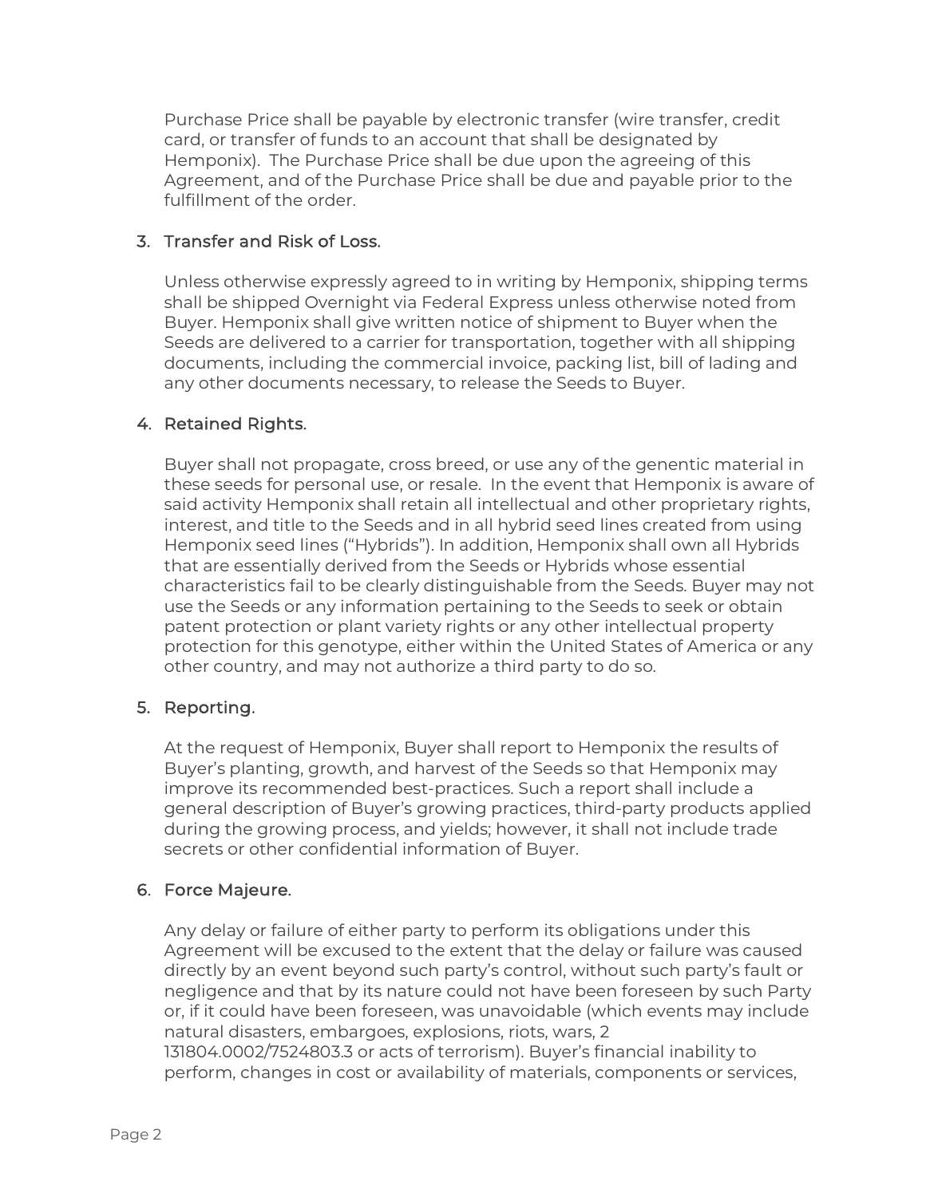Purchase Price shall be payable by electronic transfer (wire transfer, credit card, or transfer of funds to an account that shall be designated by Hemponix). The Purchase Price shall be due upon the agreeing of this Agreement, and of the Purchase Price shall be due and payable prior to the fulfillment of the order.

3. Transfer and Risk of Loss.

   Unless otherwise expressly agreed to in writing by Hemponix, shipping terms shall be shipped Overnight via Federal Express unless otherwise noted from Buyer. Hemponix shall give written notice of shipment to Buyer when the Seeds are delivered to a carrier for transportation, together with all shipping documents, including the commercial invoice, packing list, bill of lading and any other documents necessary, to release the Seeds to Buyer.

4. Retained Rights.

   Buyer shall not propagate, cross breed, or use any of the genentic material in these seeds for personal use, or resale. In the event that Hemponix is aware of said activity Hemponix shall retain all intellectual and other proprietary rights, interest, and title to the Seeds and in all hybrid seed lines created from using Hemponix seed lines ("Hybrids"). In addition, Hemponix shall own all Hybrids that are essentially derived from the Seeds or Hybrids whose essential characteristics fail to be clearly distinguishable from the Seeds. Buyer may not use the Seeds or any information pertaining to the Seeds to seek or obtain patent protection or plant variety rights or any other intellectual property protection for this genotype, either within the United States of America or any other country, and may not authorize a third party to do so.

5. Reporting.

   At the request of Hemponix, Buyer shall report to Hemponix the results of Buyer's planting, growth, and harvest of the Seeds so that Hemponix may improve its recommended best-practices. Such a report shall include a general description of Buyer's growing practices, third-party products applied during the growing process, and yields; however, it shall not include trade secrets or other confidential information of Buyer.

6. Force Majeure.

   Any delay or failure of either party to perform its obligations under this Agreement will be excused to the extent that the delay or failure was caused directly by an event beyond such party's control, without such party's fault or negligence and that by its nature could not have been foreseen by such Party or, if it could have been foreseen, was unavoidable (which events may include natural disasters, embargoes, explosions, riots, wars, 2 131804.0002/7524803.3 or acts of terrorism). Buyer's financial inability to perform, changes in cost or availability of materials, components or services,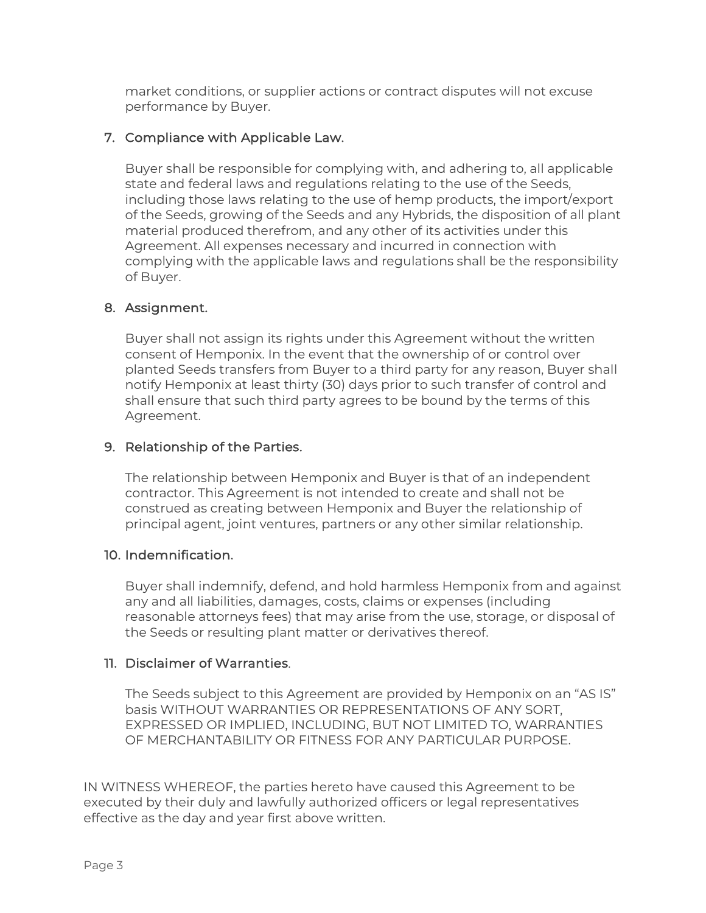market conditions, or supplier actions or contract disputes will not excuse performance by Buyer.

7. Compliance with Applicable Law.

   Buyer shall be responsible for complying with, and adhering to, all applicable state and federal laws and regulations relating to the use of the Seeds, including those laws relating to the use of hemp products, the import/export of the Seeds, growing of the Seeds and any Hybrids, the disposition of all plant material produced therefrom, and any other of its activities under this Agreement. All expenses necessary and incurred in connection with complying with the applicable laws and regulations shall be the responsibility of Buyer.

8. Assignment.

   Buyer shall not assign its rights under this Agreement without the written consent of Hemponix. In the event that the ownership of or control over planted Seeds transfers from Buyer to a third party for any reason, Buyer shall notify Hemponix at least thirty (30) days prior to such transfer of control and shall ensure that such third party agrees to be bound by the terms of this Agreement.

9. Relationship of the Parties.

   The relationship between Hemponix and Buyer is that of an independent contractor. This Agreement is not intended to create and shall not be construed as creating between Hemponix and Buyer the relationship of principal agent, joint ventures, partners or any other similar relationship.

10. Indemnification.

    Buyer shall indemnify, defend, and hold harmless Hemponix from and against any and all liabilities, damages, costs, claims or expenses (including reasonable attorneys fees) that may arise from the use, storage, or disposal of the Seeds or resulting plant matter or derivatives thereof.

11. Disclaimer of Warranties.

    The Seeds subject to this Agreement are provided by Hemponix on an "AS IS" basis WITHOUT WARRANTIES OR REPRESENTATIONS OF ANY SORT, EXPRESSED OR IMPLIED, INCLUDING, BUT NOT LIMITED TO, WARRANTIES OF MERCHANTABILITY OR FITNESS FOR ANY PARTICULAR PURPOSE.

IN WITNESS WHEREOF, the parties hereto have caused this Agreement to be executed by their duly and lawfully authorized officers or legal representatives effective as the day and year first above written.